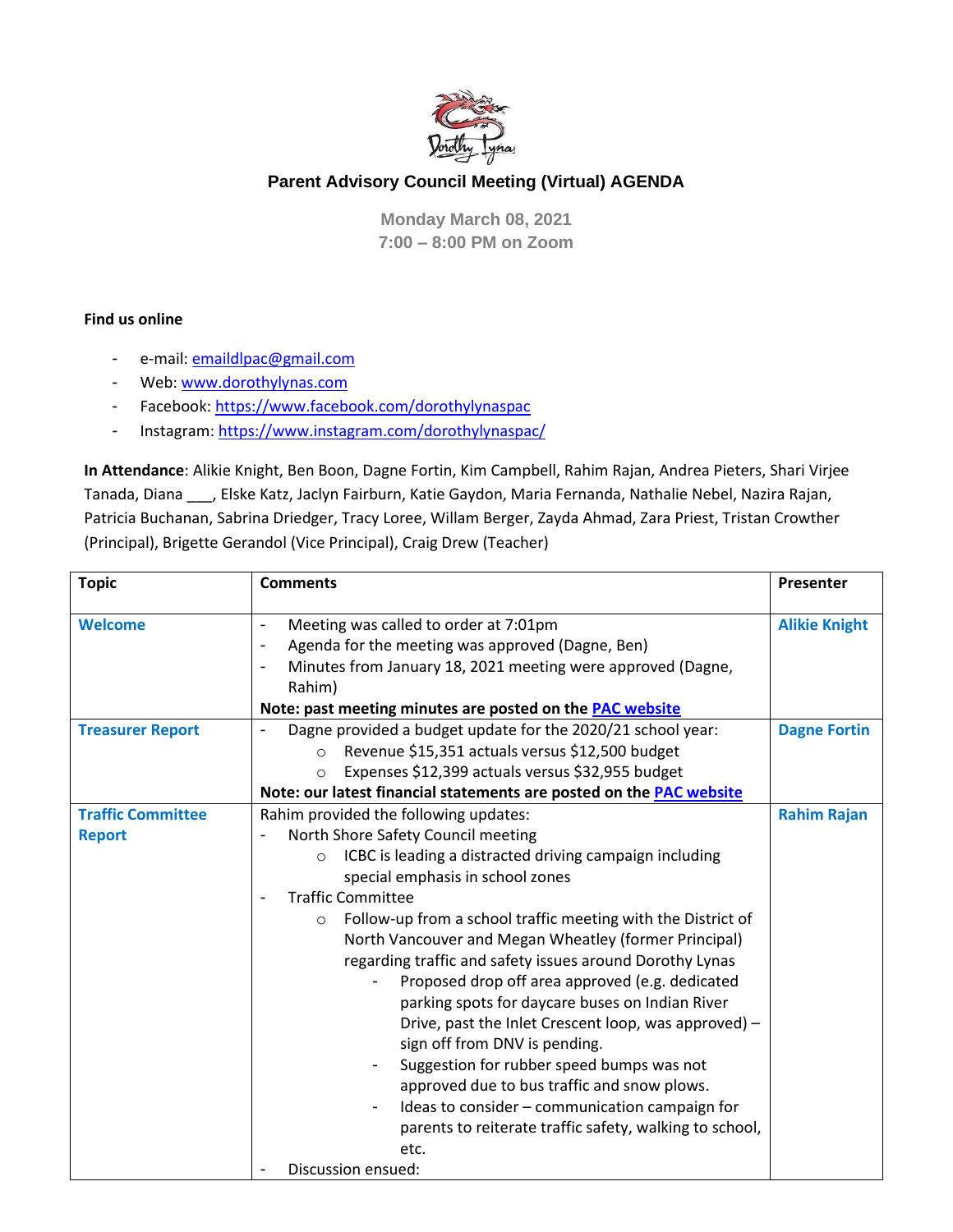# Parent Advisory Council Meeting (Virtual) AGENDA

**Monday March 08, 2021**
**7:00 – 8:00 PM on Zoom**

**Find us online**

- e-mail: emaildlpac@gmail.com
- Web: www.dorothylynas.com
- Facebook: https://www.facebook.com/dorothylynaspac
- Instagram: https://www.instagram.com/dorothylynaspac/

**In Attendance**: Alikie Knight, Ben Boon, Dagne Fortin, Kim Campbell, Rahim Rajan, Andrea Pieters, Shari Virjee Tanada, Diana ___, Elske Katz, Jaclyn Fairburn, Katie Gaydon, Maria Fernanda, Nathalie Nebel, Nazira Rajan, Patricia Buchanan, Sabrina Driedger, Tracy Loree, Willam Berger, Zayda Ahmad, Zara Priest, Tristan Crowther (Principal), Brigette Gerandol (Vice Principal), Craig Drew (Teacher)

| Topic | Comments | Presenter |
|---|---|---|
| **Welcome** | - Meeting was called to order at 7:01pm<br>- Agenda for the meeting was approved (Dagne, Ben)<br>- Minutes from January 18, 2021 meeting were approved (Dagne, Rahim)<br>**Note: past meeting minutes are posted on the PAC website** | **Alikie Knight** |
| **Treasurer Report** | - Dagne provided a budget update for the 2020/21 school year:<br>  ○ Revenue $15,351 actuals versus $12,500 budget<br>  ○ Expenses $12,399 actuals versus $32,955 budget<br>**Note: our latest financial statements are posted on the PAC website** | **Dagne Fortin** |
| **Traffic Committee Report** | Rahim provided the following updates:<br>- North Shore Safety Council meeting<br>  ○ ICBC is leading a distracted driving campaign including special emphasis in school zones<br>- Traffic Committee<br>  ○ Follow-up from a school traffic meeting with the District of North Vancouver and Megan Wheatley (former Principal) regarding traffic and safety issues around Dorothy Lynas<br>    - Proposed drop off area approved (e.g. dedicated parking spots for daycare buses on Indian River Drive, past the Inlet Crescent loop, was approved) – sign off from DNV is pending.<br>    - Suggestion for rubber speed bumps was not approved due to bus traffic and snow plows.<br>    - Ideas to consider – communication campaign for parents to reiterate traffic safety, walking to school, etc.<br>- Discussion ensued: | **Rahim Rajan** |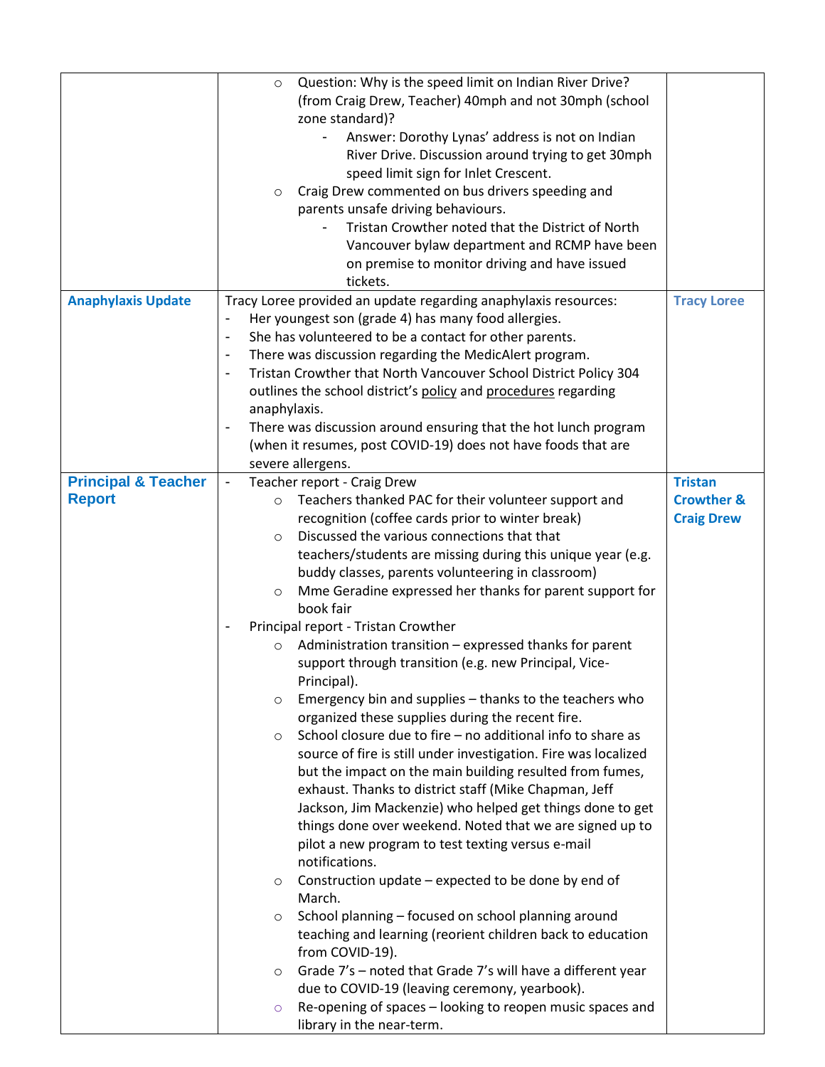| | | |
|---|---|---|
| | ◦ Question: Why is the speed limit on Indian River Drive? (from Craig Drew, Teacher) 40mph and not 30mph (school zone standard)?<br>&nbsp;&nbsp;&nbsp;&nbsp;- Answer: Dorothy Lynas' address is not on Indian River Drive. Discussion around trying to get 30mph speed limit sign for Inlet Crescent.<br>◦ Craig Drew commented on bus drivers speeding and parents unsafe driving behaviours.<br>&nbsp;&nbsp;&nbsp;&nbsp;- Tristan Crowther noted that the District of North Vancouver bylaw department and RCMP have been on premise to monitor driving and have issued tickets. | |
| **Anaphylaxis Update** | Tracy Loree provided an update regarding anaphylaxis resources:<br>- Her youngest son (grade 4) has many food allergies.<br>- She has volunteered to be a contact for other parents.<br>- There was discussion regarding the MedicAlert program.<br>- Tristan Crowther that North Vancouver School District Policy 304 outlines the school district's policy and procedures regarding anaphylaxis.<br>- There was discussion around ensuring that the hot lunch program (when it resumes, post COVID-19) does not have foods that are severe allergens. | **Tracy Loree** |
| **Principal & Teacher Report** | - Teacher report - Craig Drew<br>&nbsp;&nbsp;&nbsp;&nbsp;◦ Teachers thanked PAC for their volunteer support and recognition (coffee cards prior to winter break)<br>&nbsp;&nbsp;&nbsp;&nbsp;◦ Discussed the various connections that that teachers/students are missing during this unique year (e.g. buddy classes, parents volunteering in classroom)<br>&nbsp;&nbsp;&nbsp;&nbsp;◦ Mme Geradine expressed her thanks for parent support for book fair<br>- Principal report - Tristan Crowther<br>&nbsp;&nbsp;&nbsp;&nbsp;◦ Administration transition – expressed thanks for parent support through transition (e.g. new Principal, Vice-Principal).<br>&nbsp;&nbsp;&nbsp;&nbsp;◦ Emergency bin and supplies – thanks to the teachers who organized these supplies during the recent fire.<br>&nbsp;&nbsp;&nbsp;&nbsp;◦ School closure due to fire – no additional info to share as source of fire is still under investigation. Fire was localized but the impact on the main building resulted from fumes, exhaust. Thanks to district staff (Mike Chapman, Jeff Jackson, Jim Mackenzie) who helped get things done to get things done over weekend. Noted that we are signed up to pilot a new program to test texting versus e-mail notifications.<br>&nbsp;&nbsp;&nbsp;&nbsp;◦ Construction update – expected to be done by end of March.<br>&nbsp;&nbsp;&nbsp;&nbsp;◦ School planning – focused on school planning around teaching and learning (reorient children back to education from COVID-19).<br>&nbsp;&nbsp;&nbsp;&nbsp;◦ Grade 7's – noted that Grade 7's will have a different year due to COVID-19 (leaving ceremony, yearbook).<br>&nbsp;&nbsp;&nbsp;&nbsp;◦ Re-opening of spaces – looking to reopen music spaces and library in the near-term. | **Tristan Crowther & Craig Drew** |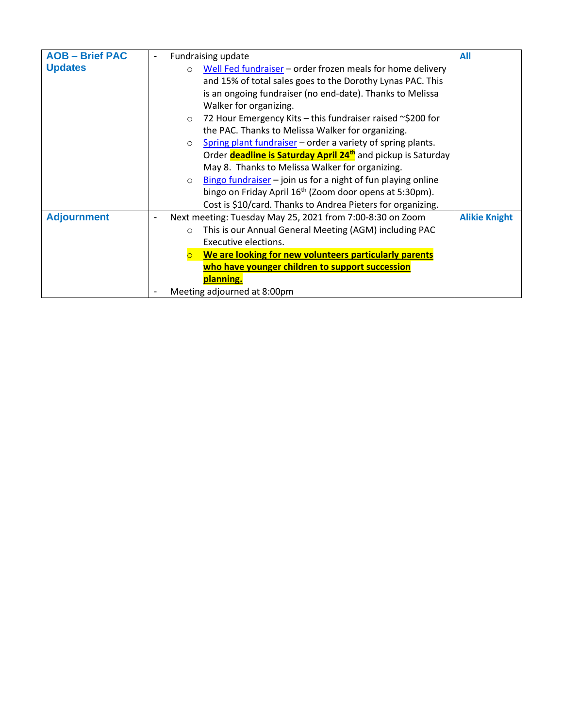| | | |
|---|---|---|
| **AOB – Brief PAC Updates** | - Fundraising update<br>  ○ Well Fed fundraiser – order frozen meals for home delivery and 15% of total sales goes to the Dorothy Lynas PAC. This is an ongoing fundraiser (no end-date). Thanks to Melissa Walker for organizing.<br>  ○ 72 Hour Emergency Kits – this fundraiser raised ~$200 for the PAC. Thanks to Melissa Walker for organizing.<br>  ○ Spring plant fundraiser – order a variety of spring plants. Order **deadline is Saturday April 24th** and pickup is Saturday May 8. Thanks to Melissa Walker for organizing.<br>  ○ Bingo fundraiser – join us for a night of fun playing online bingo on Friday April 16th (Zoom door opens at 5:30pm). Cost is $10/card. Thanks to Andrea Pieters for organizing. | **All** |
| **Adjournment** | - Next meeting: Tuesday May 25, 2021 from 7:00-8:30 on Zoom<br>  ○ This is our Annual General Meeting (AGM) including PAC Executive elections.<br>  ○ **We are looking for new volunteers particularly parents who have younger children to support succession planning.**<br>- Meeting adjourned at 8:00pm | **Alikie Knight** |